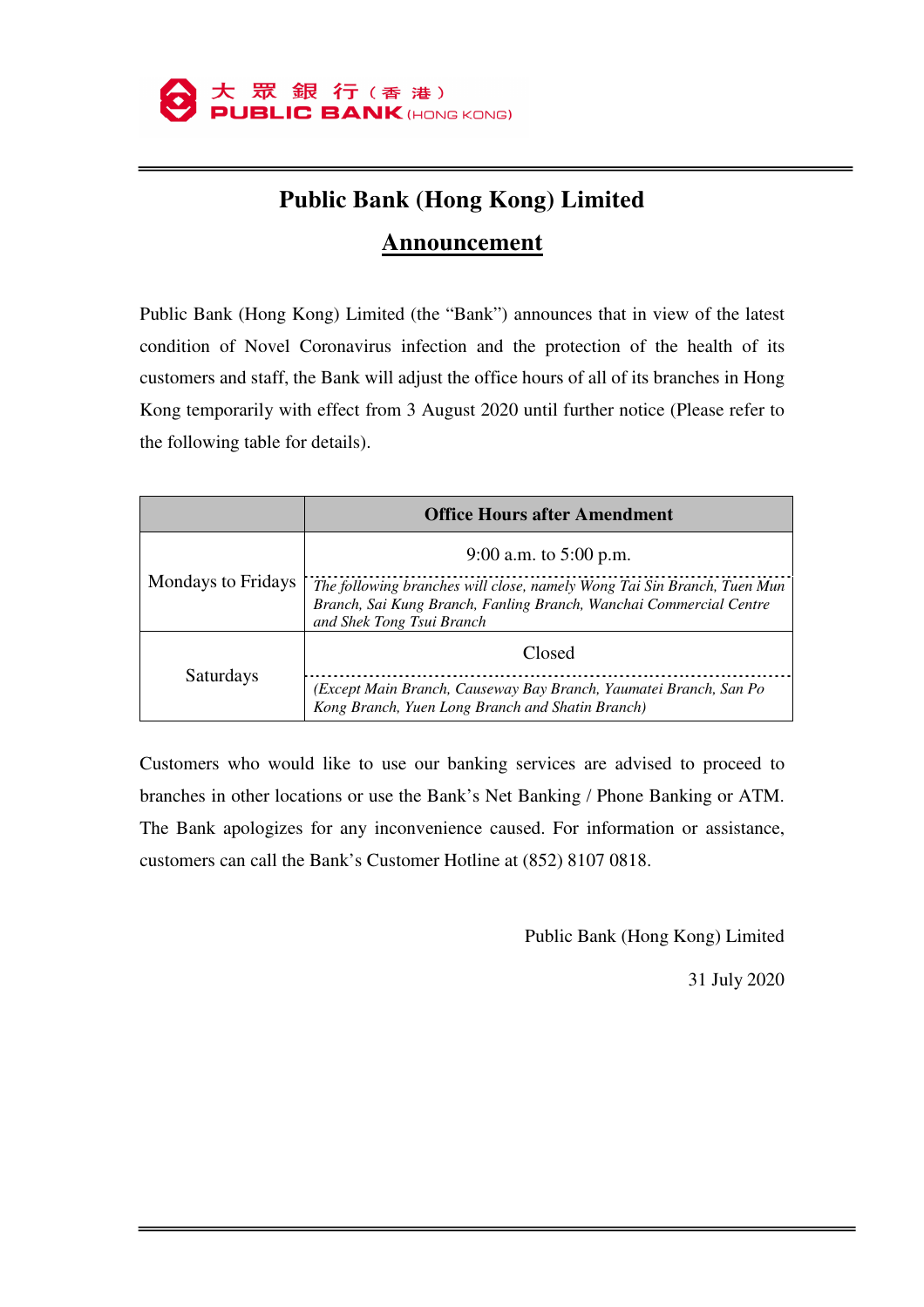大 眾 銀 行（香 港）
PUBLIC BANK (HONG KONG)

# Public Bank (Hong Kong) Limited

## Announcement

Public Bank (Hong Kong) Limited (the "Bank") announces that in view of the latest condition of Novel Coronavirus infection and the protection of the health of its customers and staff, the Bank will adjust the office hours of all of its branches in Hong Kong temporarily with effect from 3 August 2020 until further notice (Please refer to the following table for details).

| | Office Hours after Amendment |
|---|---|
| Mondays to Fridays | 9:00 a.m. to 5:00 p.m.<br>*The following branches will close, namely Wong Tai Sin Branch, Tuen Mun Branch, Sai Kung Branch, Fanling Branch, Wanchai Commercial Centre and Shek Tong Tsui Branch* |
| Saturdays | Closed<br>*(Except Main Branch, Causeway Bay Branch, Yaumatei Branch, San Po Kong Branch, Yuen Long Branch and Shatin Branch)* |

Customers who would like to use our banking services are advised to proceed to branches in other locations or use the Bank's Net Banking / Phone Banking or ATM. The Bank apologizes for any inconvenience caused. For information or assistance, customers can call the Bank's Customer Hotline at (852) 8107 0818.

Public Bank (Hong Kong) Limited

31 July 2020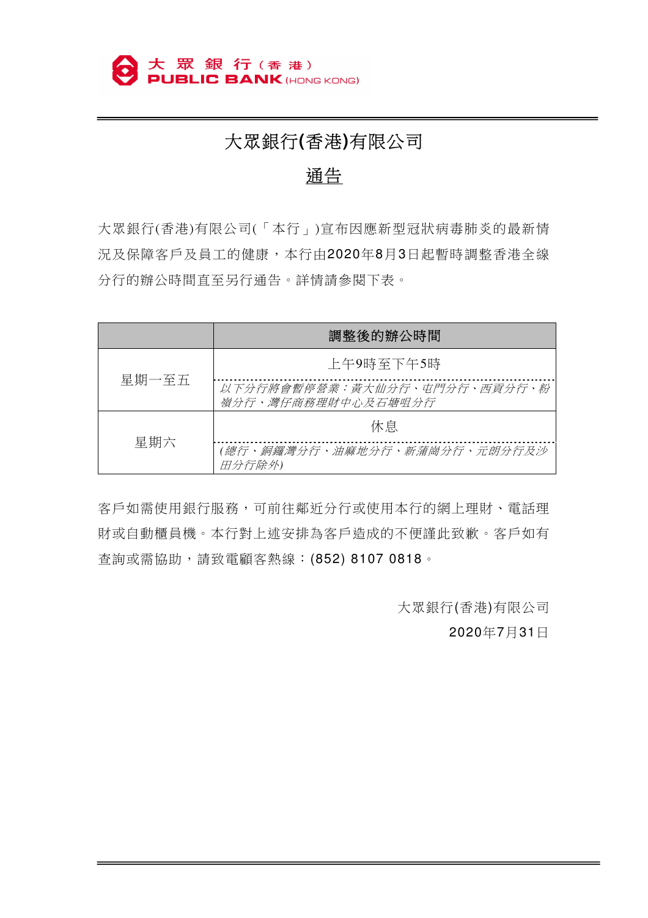大 眾 銀 行（香 港）
PUBLIC BANK (HONG KONG)

# 大眾銀行(香港)有限公司

## 通告

大眾銀行(香港)有限公司(「本行」)宣布因應新型冠狀病毒肺炎的最新情況及保障客戶及員工的健康，本行由2020年8月3日起暫時調整香港全線分行的辦公時間直至另行通告。詳情請參閱下表。

| | 調整後的辦公時間 |
|---|---|
| 星期一至五 | 上午9時至下午5時<br>*以下分行將會暫停營業：黃大仙分行、屯門分行、西貢分行、粉嶺分行、灣仔商務理財中心及石塘咀分行* |
| 星期六 | 休息<br>*(總行、銅鑼灣分行、油麻地分行、新蒲崗分行、元朗分行及沙田分行除外)* |

客戶如需使用銀行服務，可前往鄰近分行或使用本行的網上理財、電話理財或自動櫃員機。本行對上述安排為客戶造成的不便謹此致歉。客戶如有查詢或需協助，請致電顧客熱線：(852) 8107 0818。

大眾銀行(香港)有限公司

2020年7月31日